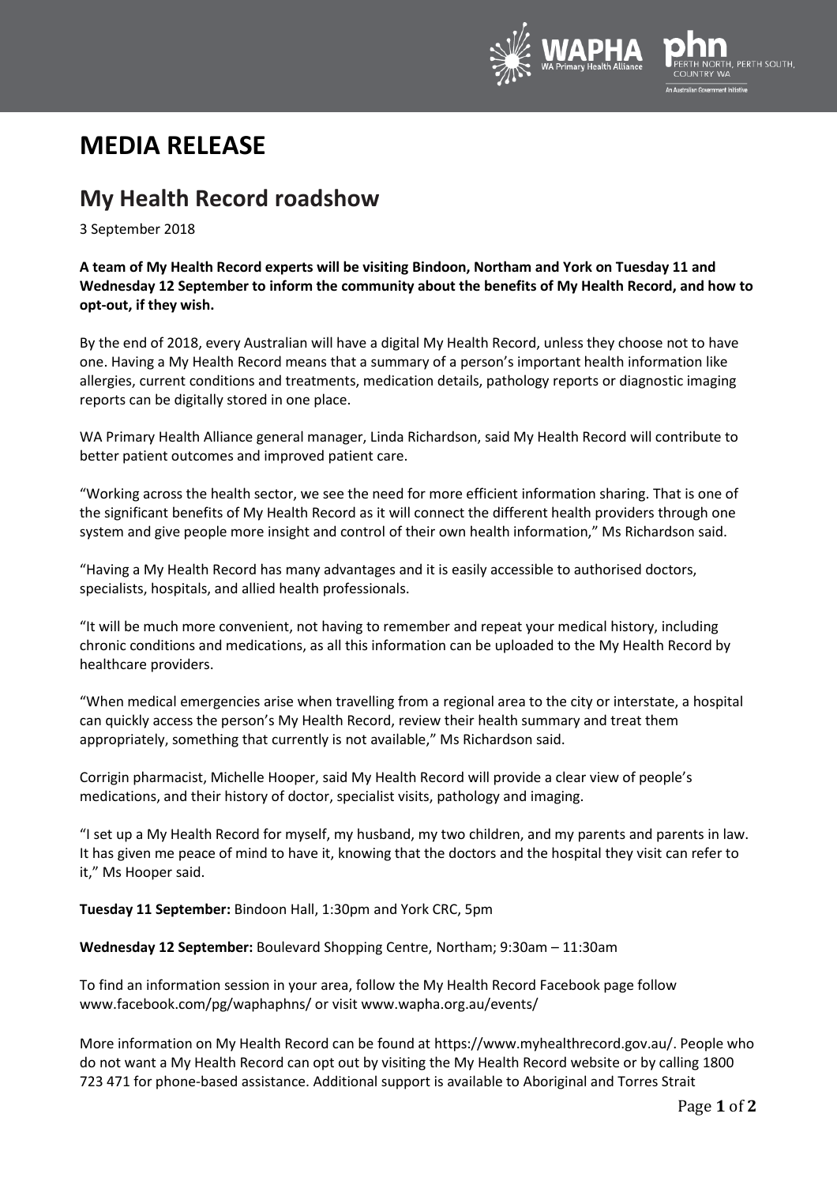# MEDIA RELEASE

## My Health Record roadshow

3 September 2018

**A team of My Health Record experts will be visiting Bindoon, Northam and York on Tuesday 11 and Wednesday 12 September to inform the community about the benefits of My Health Record, and how to opt-out, if they wish.**

By the end of 2018, every Australian will have a digital My Health Record, unless they choose not to have one. Having a My Health Record means that a summary of a person's important health information like allergies, current conditions and treatments, medication details, pathology reports or diagnostic imaging reports can be digitally stored in one place.

WA Primary Health Alliance general manager, Linda Richardson, said My Health Record will contribute to better patient outcomes and improved patient care.

"Working across the health sector, we see the need for more efficient information sharing. That is one of the significant benefits of My Health Record as it will connect the different health providers through one system and give people more insight and control of their own health information," Ms Richardson said.

"Having a My Health Record has many advantages and it is easily accessible to authorised doctors, specialists, hospitals, and allied health professionals.

"It will be much more convenient, not having to remember and repeat your medical history, including chronic conditions and medications, as all this information can be uploaded to the My Health Record by healthcare providers.

"When medical emergencies arise when travelling from a regional area to the city or interstate, a hospital can quickly access the person's My Health Record, review their health summary and treat them appropriately, something that currently is not available," Ms Richardson said.

Corrigin pharmacist, Michelle Hooper, said My Health Record will provide a clear view of people's medications, and their history of doctor, specialist visits, pathology and imaging.

"I set up a My Health Record for myself, my husband, my two children, and my parents and parents in law. It has given me peace of mind to have it, knowing that the doctors and the hospital they visit can refer to it," Ms Hooper said.

**Tuesday 11 September:** Bindoon Hall, 1:30pm and York CRC, 5pm

**Wednesday 12 September:** Boulevard Shopping Centre, Northam; 9:30am – 11:30am

To find an information session in your area, follow the My Health Record Facebook page follow www.facebook.com/pg/waphaphns/ or visit www.wapha.org.au/events/

More information on My Health Record can be found at https://www.myhealthrecord.gov.au/. People who do not want a My Health Record can opt out by visiting the My Health Record website or by calling 1800 723 471 for phone-based assistance. Additional support is available to Aboriginal and Torres Strait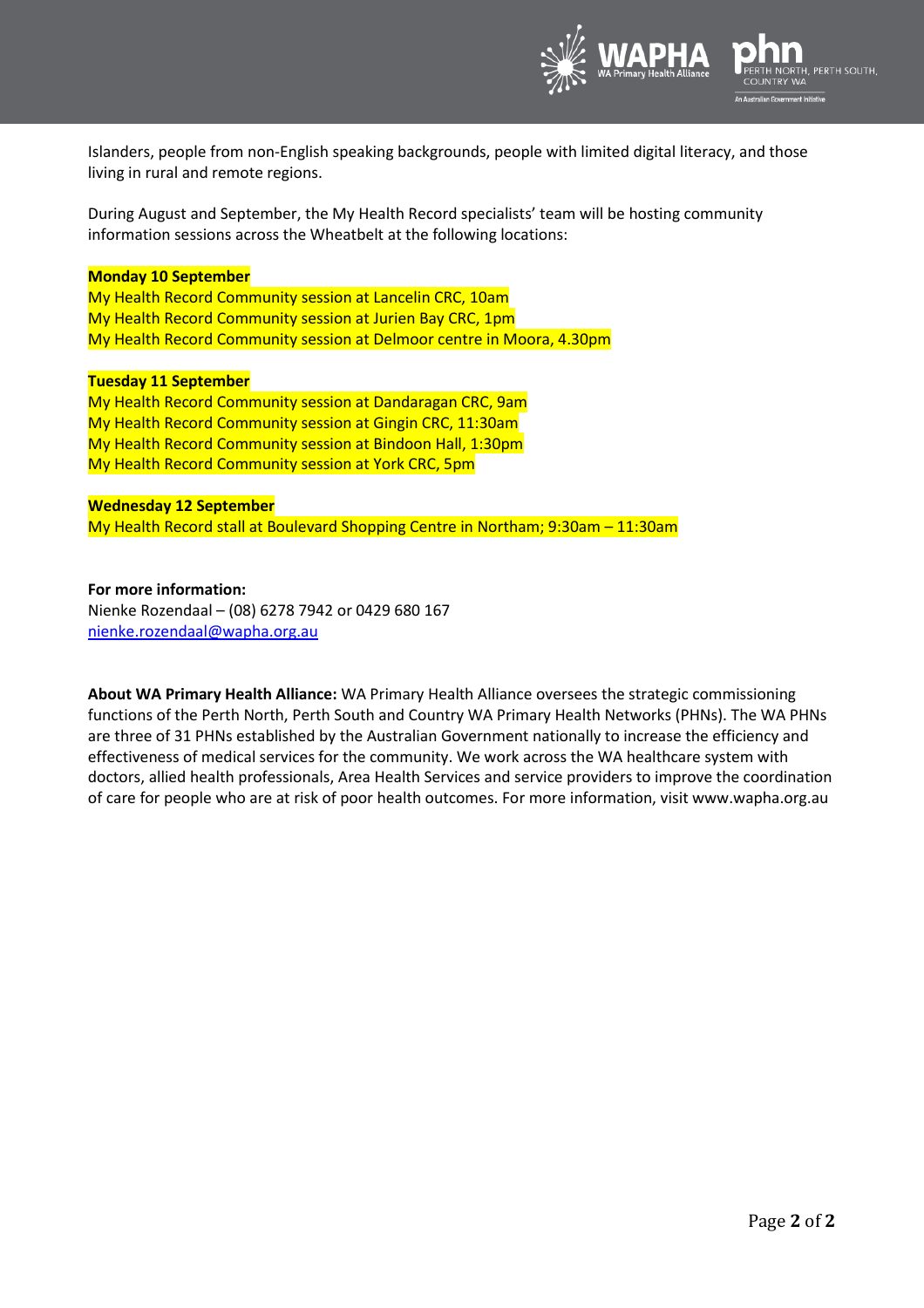Islanders, people from non-English speaking backgrounds, people with limited digital literacy, and those living in rural and remote regions.

During August and September, the My Health Record specialists' team will be hosting community information sessions across the Wheatbelt at the following locations:

**Monday 10 September**
My Health Record Community session at Lancelin CRC, 10am
My Health Record Community session at Jurien Bay CRC, 1pm
My Health Record Community session at Delmoor centre in Moora, 4.30pm

**Tuesday 11 September**
My Health Record Community session at Dandaragan CRC, 9am
My Health Record Community session at Gingin CRC, 11:30am
My Health Record Community session at Bindoon Hall, 1:30pm
My Health Record Community session at York CRC, 5pm

**Wednesday 12 September**
My Health Record stall at Boulevard Shopping Centre in Northam; 9:30am – 11:30am

**For more information:**
Nienke Rozendaal – (08) 6278 7942 or 0429 680 167
nienke.rozendaal@wapha.org.au

**About WA Primary Health Alliance:** WA Primary Health Alliance oversees the strategic commissioning functions of the Perth North, Perth South and Country WA Primary Health Networks (PHNs). The WA PHNs are three of 31 PHNs established by the Australian Government nationally to increase the efficiency and effectiveness of medical services for the community. We work across the WA healthcare system with doctors, allied health professionals, Area Health Services and service providers to improve the coordination of care for people who are at risk of poor health outcomes. For more information, visit www.wapha.org.au